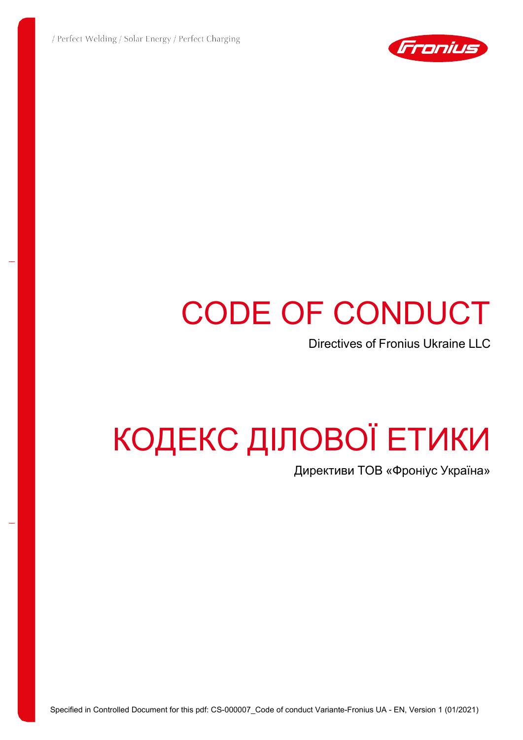/ Perfect Welding / Solar Energy / Perfect Charging

# CODE OF CONDUCT

Directives of Fronius Ukraine LLC

# КОДЕКС ДІЛОВОЇ ЕТИКИ

Директиви ТОВ «Фроніус Україна»

Specified in Controlled Document for this pdf: CS-000007_Code of conduct Variante-Fronius UA - EN, Version 1 (01/2021)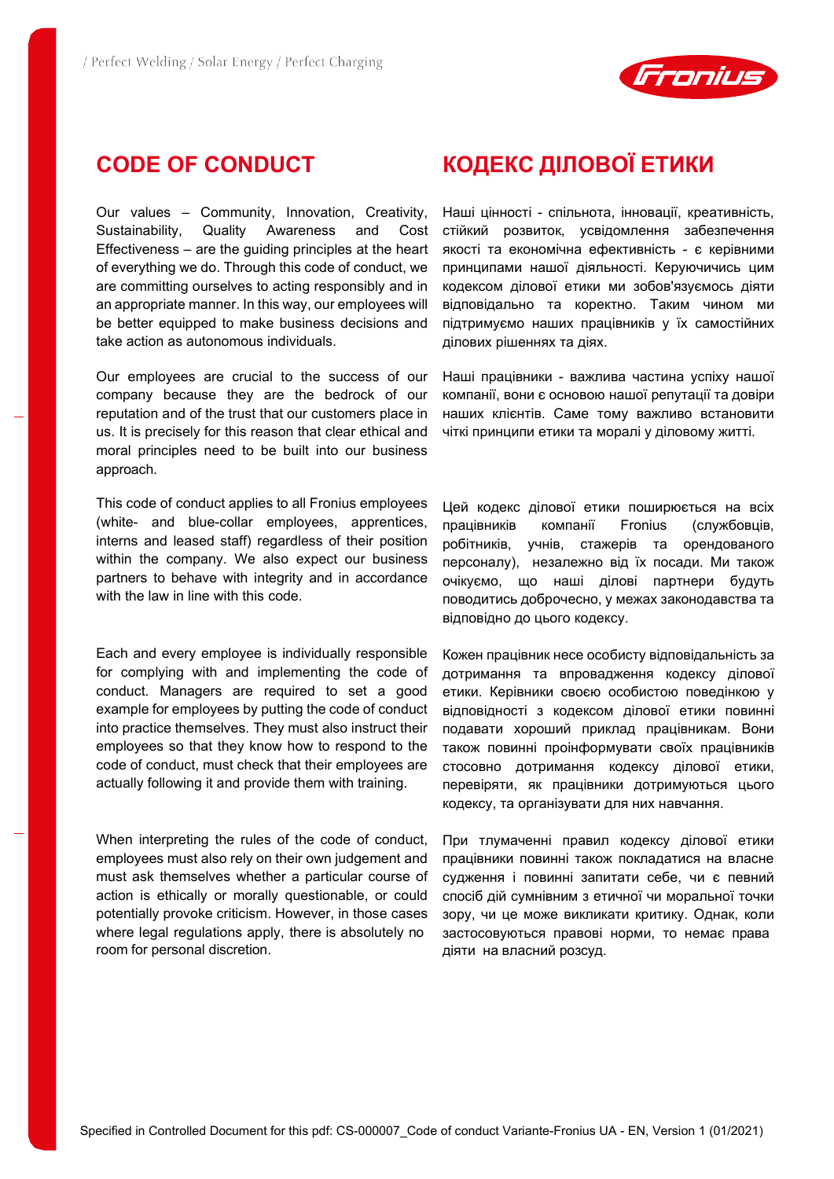# CODE OF CONDUCT

Our values – Community, Innovation, Creativity, Sustainability, Quality Awareness and Cost Effectiveness – are the guiding principles at the heart of everything we do. Through this code of conduct, we are committing ourselves to acting responsibly and in an appropriate manner. In this way, our employees will be better equipped to make business decisions and take action as autonomous individuals.

Our employees are crucial to the success of our company because they are the bedrock of our reputation and of the trust that our customers place in us. It is precisely for this reason that clear ethical and moral principles need to be built into our business approach.

This code of conduct applies to all Fronius employees (white- and blue-collar employees, apprentices, interns and leased staff) regardless of their position within the company. We also expect our business partners to behave with integrity and in accordance with the law in line with this code.

Each and every employee is individually responsible for complying with and implementing the code of conduct. Managers are required to set a good example for employees by putting the code of conduct into practice themselves. They must also instruct their employees so that they know how to respond to the code of conduct, must check that their employees are actually following it and provide them with training.

When interpreting the rules of the code of conduct, employees must also rely on their own judgement and must ask themselves whether a particular course of action is ethically or morally questionable, or could potentially provoke criticism. However, in those cases where legal regulations apply, there is absolutely no room for personal discretion.

# КОДЕКС ДІЛОВОЇ ЕТИКИ

Наші цінності - спільнота, інновації, креативність, стійкий розвиток, усвідомлення забезпечення якості та економічна ефективність - є керівними принципами нашої діяльності. Керуючись цим кодексом ділової етики ми зобов'язуємось діяти відповідально та коректно. Таким чином ми підтримуємо наших працівників у їх самостійних ділових рішеннях та діях.

Наші працівники - важлива частина успіху нашої компанії, вони є основою нашої репутації та довіри наших клієнтів. Саме тому важливо встановити чіткі принципи етики та моралі у діловому житті.

Цей кодекс ділової етики поширюється на всіх працівників компанії Fronius (службовців, робітників, учнів, стажерів та орендованого персоналу), незалежно від їх посади. Ми також очікуємо, що наші ділові партнери будуть поводитись доброчесно, у межах законодавства та відповідно до цього кодексу.

Кожен працівник несе особисту відповідальність за дотримання та впровадження кодексу ділової етики. Керівники своєю особистою поведінкою у відповідності з кодексом ділової етики повинні подавати хороший приклад працівникам. Вони також повинні проінформувати своїх працівників стосовно дотримання кодексу ділової етики, перевіряти, як працівники дотримуються цього кодексу, та організувати для них навчання.

При тлумаченні правил кодексу ділової етики працівники повинні також покладатися на власне судження і повинні запитати себе, чи є певний спосіб дій сумнівним з етичної чи моральної точки зору, чи це може викликати критику. Однак, коли застосовуються правові норми, то немає права діяти на власний розсуд.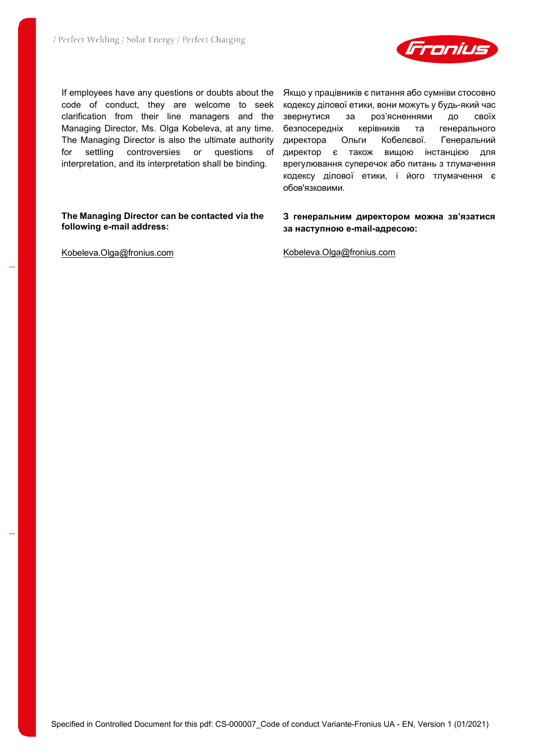If employees have any questions or doubts about the code of conduct, they are welcome to seek clarification from their line managers and the Managing Director, Ms. Olga Kobeleva, at any time. The Managing Director is also the ultimate authority for settling controversies or questions of interpretation, and its interpretation shall be binding.

Якщо у працівників є питання або сумніви стосовно кодексу ділової етики, вони можуть у будь-який час звернутися за роз'ясненнями до своїх безпосередніх керівників та генерального директора Ольги Кобелєвої. Генеральний директор є також вищою інстанцією для врегулювання суперечок або питань з тлумачення кодексу ділової етики, і його тлумачення є обов'язковими.

**The Managing Director can be contacted via the following e-mail address:**

Kobeleva.Olga@fronius.com

**З генеральним директором можна зв'язатися за наступною e-mail-адресою:**

Kobeleva.Olga@fronius.com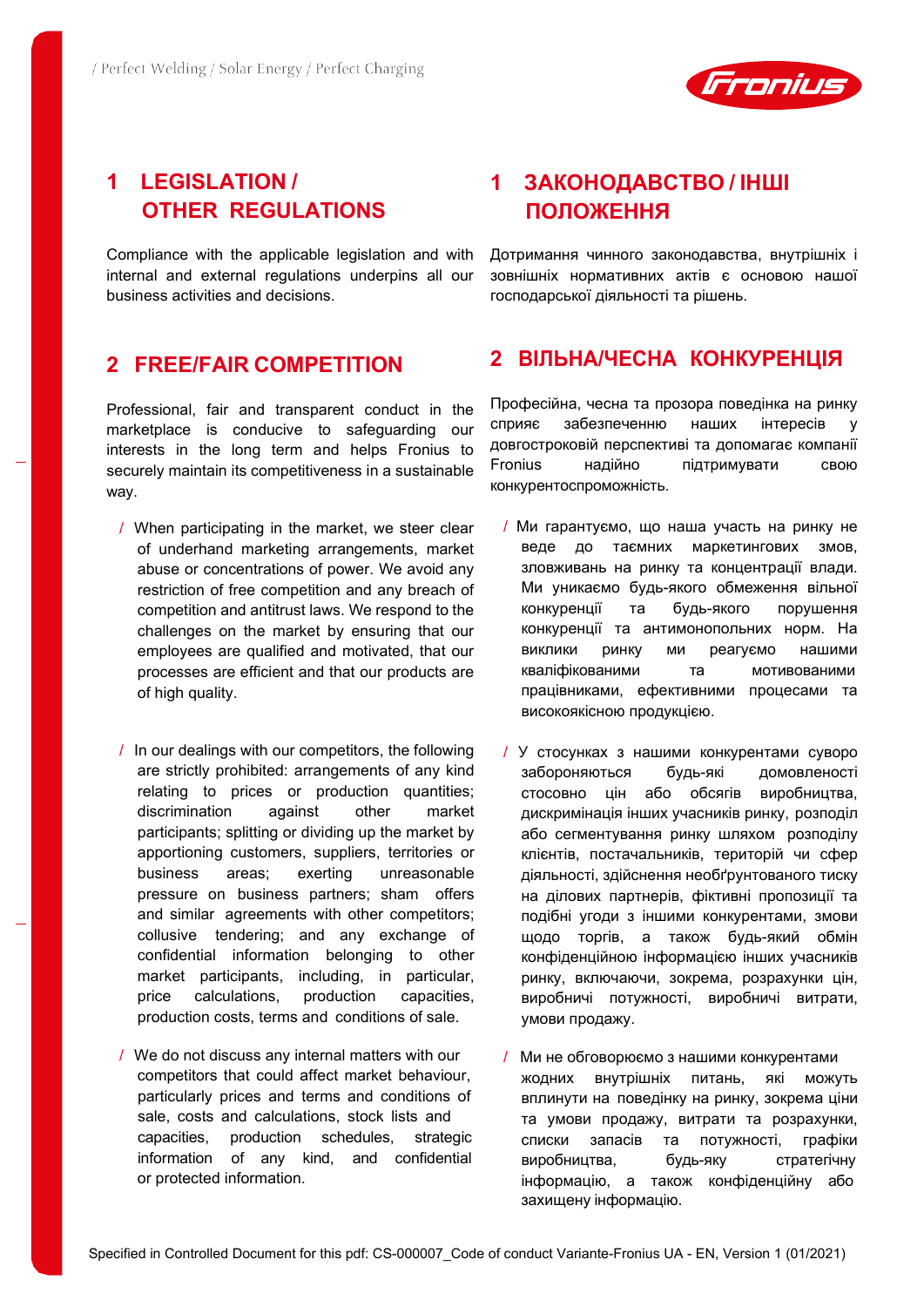# 1 LEGISLATION / OTHER REGULATIONS

Compliance with the applicable legislation and with internal and external regulations underpins all our business activities and decisions.

# 2 FREE/FAIR COMPETITION

Professional, fair and transparent conduct in the marketplace is conducive to safeguarding our interests in the long term and helps Fronius to securely maintain its competitiveness in a sustainable way.

- When participating in the market, we steer clear of underhand marketing arrangements, market abuse or concentrations of power. We avoid any restriction of free competition and any breach of competition and antitrust laws. We respond to the challenges on the market by ensuring that our employees are qualified and motivated, that our processes are efficient and that our products are of high quality.
- In our dealings with our competitors, the following are strictly prohibited: arrangements of any kind relating to prices or production quantities; discrimination against other market participants; splitting or dividing up the market by apportioning customers, suppliers, territories or business areas; exerting unreasonable pressure on business partners; sham offers and similar agreements with other competitors; collusive tendering; and any exchange of confidential information belonging to other market participants, including, in particular, price calculations, production capacities, production costs, terms and conditions of sale.
- We do not discuss any internal matters with our competitors that could affect market behaviour, particularly prices and terms and conditions of sale, costs and calculations, stock lists and capacities, production schedules, strategic information of any kind, and confidential or protected information.

# 1 ЗАКОНОДАВСТВО / ІНШІ ПОЛОЖЕННЯ

Дотримання чинного законодавства, внутрішніх і зовнішніх нормативних актів є основою нашої господарської діяльності та рішень.

# 2 ВІЛЬНА/ЧЕСНА КОНКУРЕНЦІЯ

Професійна, чесна та прозора поведінка на ринку сприяє забезпеченню наших інтересів у довгостроковій перспективі та допомагає компанії Fronius надійно підтримувати свою конкурентоспроможність.

- Ми гарантуємо, що наша участь на ринку не веде до таємних маркетингових змов, зловживань на ринку та концентрації влади. Ми уникаємо будь-якого обмеження вільної конкуренції та будь-якого порушення конкуренції та антимонопольних норм. На виклики ринку ми реагуємо нашими кваліфікованими та мотивованими працівниками, ефективними процесами та висококоякісною продукцією.
- У стосунках з нашими конкурентами суворо забороняються будь-які домовленості стосовно цін або обсягів виробництва, дискримінація інших учасників ринку, розподіл або сегментування ринку шляхом розподілу клієнтів, постачальників, територій чи сфер діяльності, здійснення необґрунтованого тиску на ділових партнерів, фіктивні пропозиції та подібні угоди з іншими конкурентами, змови щодо торгів, а також будь-який обмін конфіденційною інформацією інших учасників ринку, включаючи, зокрема, розрахунки цін, виробничі потужності, виробничі витрати, умови продажу.
- Ми не обговорюємо з нашими конкурентами жодних внутрішніх питань, які можуть вплинути на поведінку на ринку, зокрема ціни та умови продажу, витрати та розрахунки, списки запасів та потужності, графіки виробництва, будь-яку стратегічну інформацію, а також конфіденційну або захищену інформацію.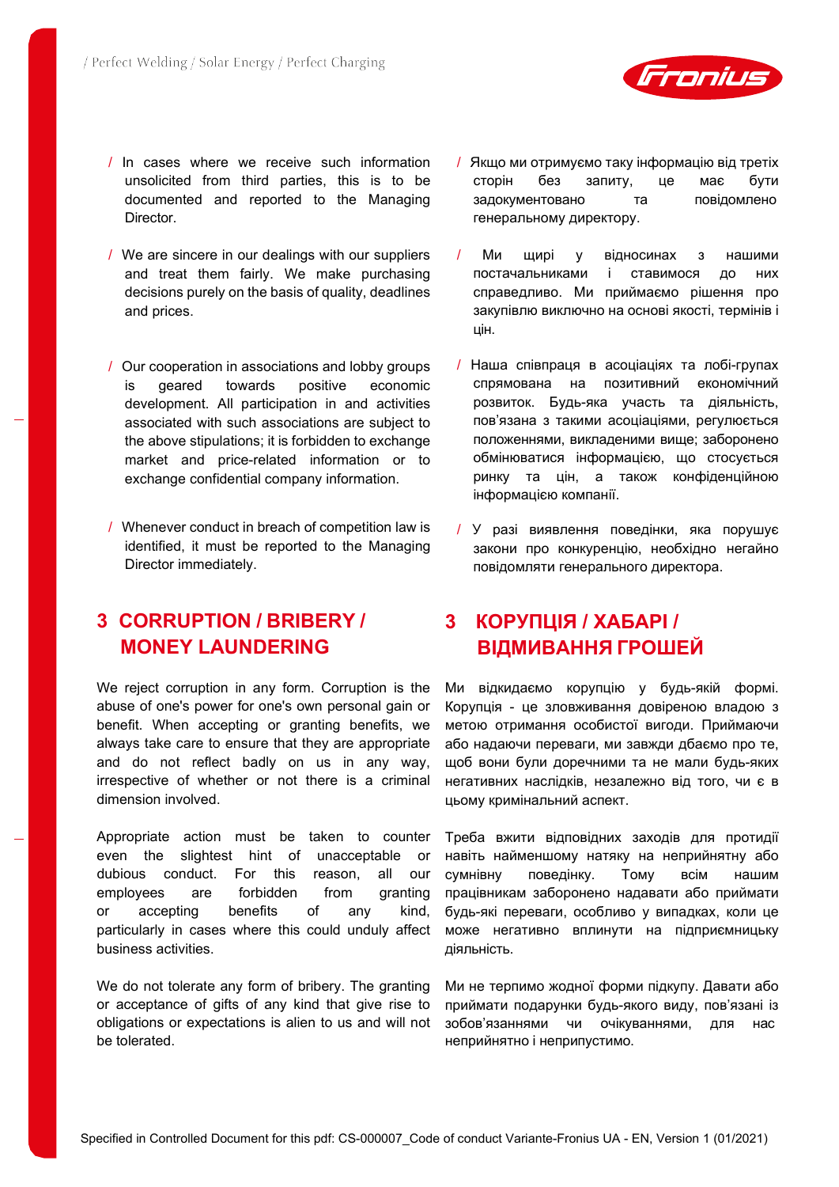- In cases where we receive such information unsolicited from third parties, this is to be documented and reported to the Managing Director.
- We are sincere in our dealings with our suppliers and treat them fairly. We make purchasing decisions purely on the basis of quality, deadlines and prices.
- Our cooperation in associations and lobby groups is geared towards positive economic development. All participation in and activities associated with such associations are subject to the above stipulations; it is forbidden to exchange market and price-related information or to exchange confidential company information.
- Whenever conduct in breach of competition law is identified, it must be reported to the Managing Director immediately.

- Якщо ми отримуємо таку інформацію від третіх сторін без запиту, це має бути задокументовано та повідомлено генеральному директору.
- Ми щирі у відносинах з нашими постачальниками і ставимося до них справедливо. Ми приймаємо рішення про закупівлю виключно на основі якості, термінів і цін.
- Наша співпраця в асоціаціях та лобі-групах спрямована на позитивний економічний розвиток. Будь-яка участь та діяльність, пов'язана з такими асоціаціями, регулюється положеннями, викладеними вище; заборонено обмінюватися інформацією, що стосується ринку та цін, а також конфіденційною інформацією компанії.
- У разі виявлення поведінки, яка порушує закони про конкуренцію, необхідно негайно повідомляти генерального директора.

## 3 CORRUPTION / BRIBERY / MONEY LAUNDERING

We reject corruption in any form. Corruption is the abuse of one's power for one's own personal gain or benefit. When accepting or granting benefits, we always take care to ensure that they are appropriate and do not reflect badly on us in any way, irrespective of whether or not there is a criminal dimension involved.

Appropriate action must be taken to counter even the slightest hint of unacceptable or dubious conduct. For this reason, all our employees are forbidden from granting or accepting benefits of any kind, particularly in cases where this could unduly affect business activities.

We do not tolerate any form of bribery. The granting or acceptance of gifts of any kind that give rise to obligations or expectations is alien to us and will not be tolerated.

## 3 КОРУПЦІЯ / ХАБАРІ / ВІДМИВАННЯ ГРОШЕЙ

Ми відкидаємо корупцію у будь-якій формі. Корупція - це зловживання довіреною владою з метою отримання особистої вигоди. Приймаючи або надаючи переваги, ми завжди дбаємо про те, щоб вони були доречними та не мали будь-яких негативних наслідків, незалежно від того, чи є в цьому кримінальний аспект.

Треба вжити відповідних заходів для протидії навіть найменшому натяку на неприйнятну або сумнівну поведінку. Тому всім нашим працівникам заборонено надавати або приймати будь-які переваги, особливо у випадках, коли це може негативно вплинути на підприємницьку діяльність.

Ми не терпимо жодної форми підкупу. Давати або приймати подарунки будь-якого виду, пов'язані із зобов'язаннями чи очікуваннями, для нас неприйнятно і неприпустимо.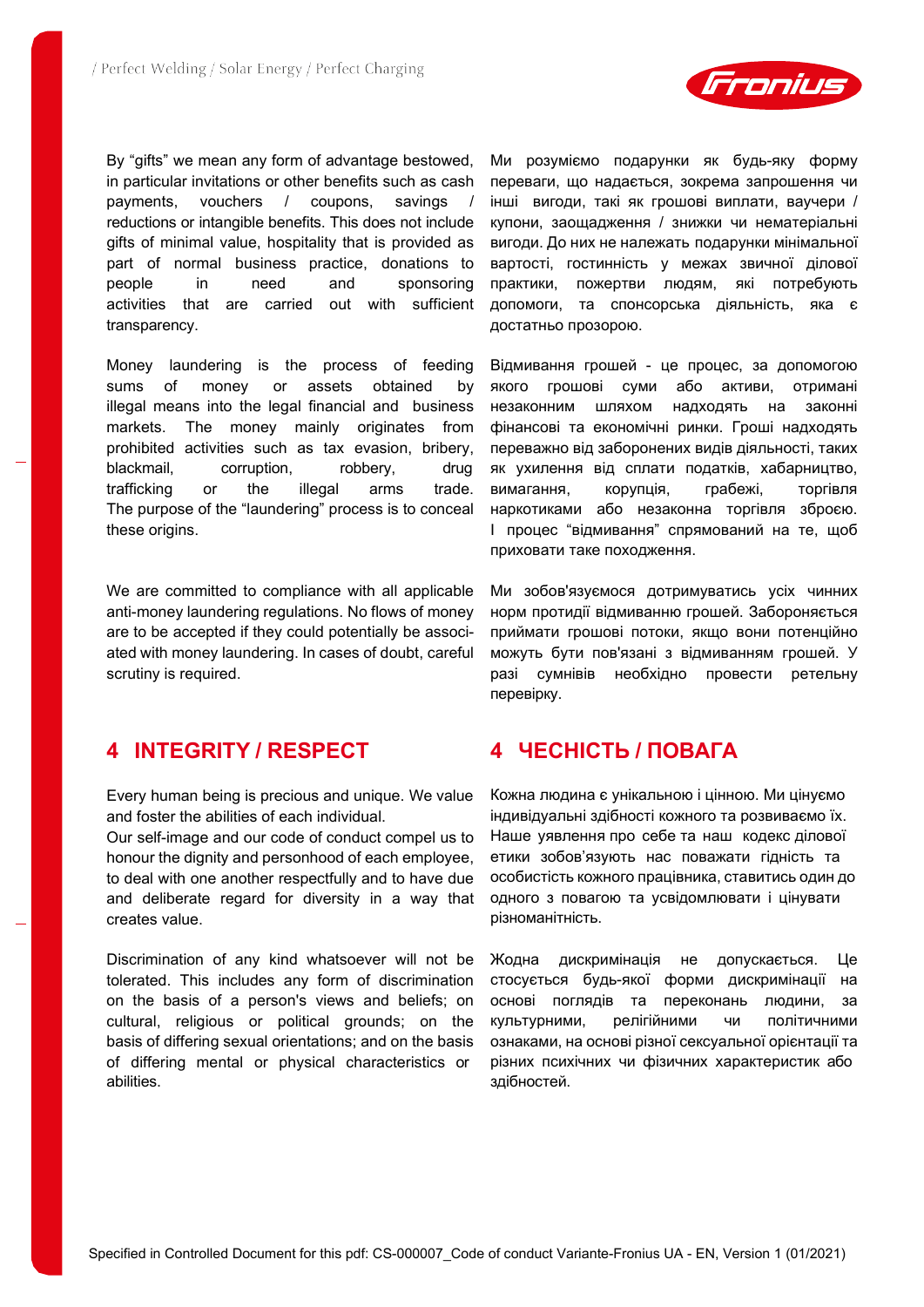By “gifts” we mean any form of advantage bestowed, in particular invitations or other benefits such as cash payments, vouchers / coupons, savings / reductions or intangible benefits. This does not include gifts of minimal value, hospitality that is provided as part of normal business practice, donations to people in need and sponsoring activities that are carried out with sufficient transparency.

Ми розуміємо подарунки як будь-яку форму переваги, що надається, зокрема запрошення чи інші вигоди, такі як грошові виплати, ваучери / купони, заощадження / знижки чи нематеріальні вигоди. До них не належать подарунки мінімальної вартості, гостинність у межах звичної ділової практики, пожертви людям, які потребують допомоги, та спонсорська діяльність, яка є достатньо прозорою.

Money laundering is the process of feeding sums of money or assets obtained by illegal means into the legal financial and business markets. The money mainly originates from prohibited activities such as tax evasion, bribery, blackmail, corruption, robbery, drug trafficking or the illegal arms trade. The purpose of the “laundering” process is to conceal these origins.

Відмивання грошей - це процес, за допомогою якого грошові суми або активи, отримані незаконним шляхом надходять на законні фінансові та економічні ринки. Гроші надходять переважно від заборонених видів діяльності, таких як ухилення від сплати податків, хабарництво, вимагання, корупція, грабежі, торгівля наркотиками або незаконна торгівля зброєю. І процес “відмивання” спрямований на те, щоб приховати таке походження.

We are committed to compliance with all applicable anti-money laundering regulations. No flows of money are to be accepted if they could potentially be associated with money laundering. In cases of doubt, careful scrutiny is required.

Ми зобов'язуємося дотримуватись усіх чинних норм протидії відмиванню грошей. Забороняється приймати грошові потоки, якщо вони потенційно можуть бути пов'язані з відмиванням грошей. У разі сумнівів необхідно провести ретельну перевірку.

## 4 INTEGRITY / RESPECT

Every human being is precious and unique. We value and foster the abilities of each individual.
Our self-image and our code of conduct compel us to honour the dignity and personhood of each employee, to deal with one another respectfully and to have due and deliberate regard for diversity in a way that creates value.

Discrimination of any kind whatsoever will not be tolerated. This includes any form of discrimination on the basis of a person's views and beliefs; on cultural, religious or political grounds; on the basis of differing sexual orientations; and on the basis of differing mental or physical characteristics or abilities.

## 4 ЧЕСНІСТЬ / ПОВАГА

Кожна людина є унікальною і цінною. Ми цінуємо індивідуальні здібності кожного та розвиваємо їх.
Наше уявлення про себе та наш кодекс ділової етики зобов'язують нас поважати гідність та особистість кожного працівника, ставитись один до одного з повагою та усвідомлювати і цінувати різноманітність.

Жодна дискримінація не допускається. Це стосується будь-якої форми дискримінації на основі поглядів та переконань людини, за культурними, релігійними чи політичними ознаками, на основі різної сексуальної орієнтації та різних психічних чи фізичних характеристик або здібностей.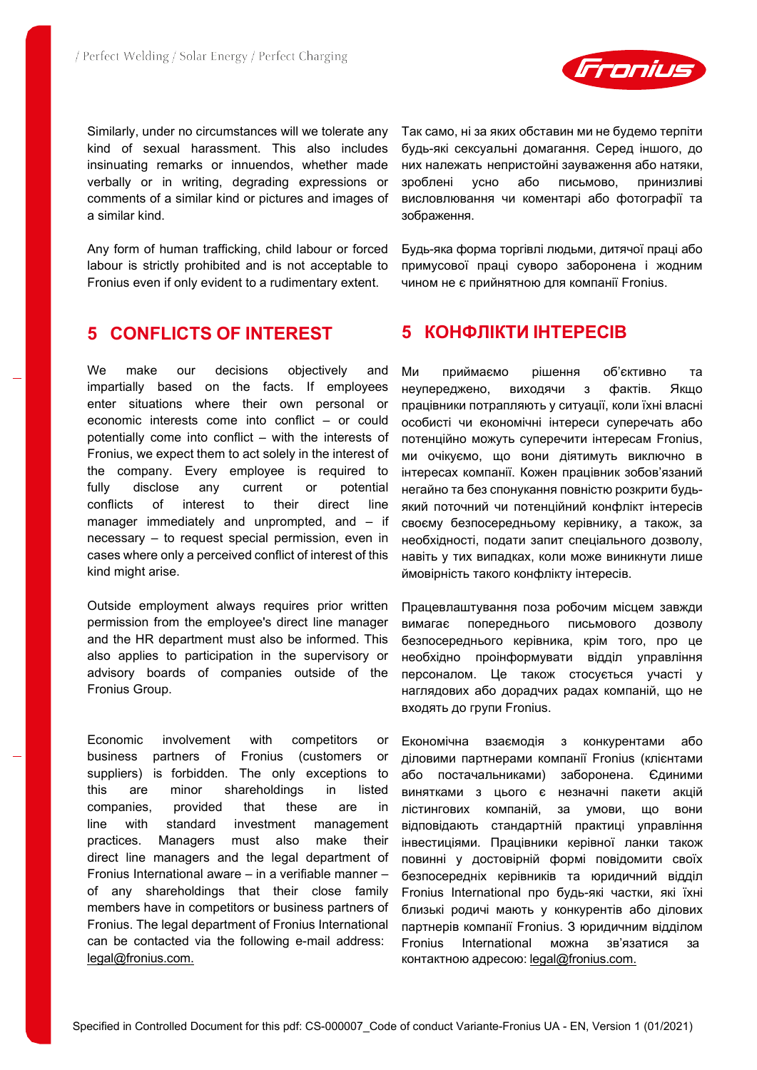Similarly, under no circumstances will we tolerate any kind of sexual harassment. This also includes insinuating remarks or innuendos, whether made verbally or in writing, degrading expressions or comments of a similar kind or pictures and images of a similar kind.

Так само, ні за яких обставин ми не будемо терпіти будь-які сексуальні домагання. Серед іншого, до них належать непристойні зауваження або натяки, зроблені усно або письмово, принизливі висловлювання чи коментарі або фотографії та зображення.

Any form of human trafficking, child labour or forced labour is strictly prohibited and is not acceptable to Fronius even if only evident to a rudimentary extent.

Будь-яка форма торгівлі людьми, дитячої праці або примусової праці суворо заборонена і жодним чином не є прийнятною для компанії Fronius.

## 5 CONFLICTS OF INTEREST

## 5 КОНФЛІКТИ ІНТЕРЕСІВ

We make our decisions objectively and impartially based on the facts. If employees enter situations where their own personal or economic interests come into conflict – or could potentially come into conflict – with the interests of Fronius, we expect them to act solely in the interest of the company. Every employee is required to fully disclose any current or potential conflicts of interest to their direct line manager immediately and unprompted, and – if necessary – to request special permission, even in cases where only a perceived conflict of interest of this kind might arise.

Ми приймаємо рішення об'єктивно та неупереджено, виходячи з фактів. Якщо працівники потрапляють у ситуації, коли їхні власні особисті чи економічні інтереси суперечать або потенційно можуть суперечити інтересам Fronius, ми очікуємо, що вони діятимуть виключно в інтересах компанії. Кожен працівник зобов'язаний негайно та без спонукання повністю розкрити будь-який поточний чи потенційний конфлікт інтересів своєму безпосередньому керівнику, а також, за необхідності, подати запит спеціального дозволу, навіть у тих випадках, коли може виникнути лише ймовірність такого конфлікту інтересів.

Outside employment always requires prior written permission from the employee's direct line manager and the HR department must also be informed. This also applies to participation in the supervisory or advisory boards of companies outside of the Fronius Group.

Працевлаштування поза робочим місцем завжди вимагає попереднього письмового дозволу безпосереднього керівника, крім того, про це необхідно проінформувати відділ управління персоналом. Це також стосується участі у наглядових або дорадчих радах компаній, що не входять до групи Fronius.

Economic involvement with competitors or business partners of Fronius (customers or suppliers) is forbidden. The only exceptions to this are minor shareholdings in listed companies, provided that these are in line with standard investment management practices. Managers must also make their direct line managers and the legal department of Fronius International aware – in a verifiable manner – of any shareholdings that their close family members have in competitors or business partners of Fronius. The legal department of Fronius International can be contacted via the following e-mail address: legal@fronius.com.

Економічна взаємодія з конкурентами або діловими партнерами компанії Fronius (клієнтами або постачальниками) заборонена. Єдиними винятками з цього є незначні пакети акцій лістингових компаній, за умови, що вони відповідають стандартній практиці управління інвестиціями. Працівники керівної ланки також повинні у достовірній формі повідомити своїх безпосередніх керівників та юридичний відділ Fronius International про будь-які частки, які їхні близькі родичі мають у конкурентів або ділових партнерів компанії Fronius. З юридичним відділом Fronius International можна зв'язатися за контактною адресою: legal@fronius.com.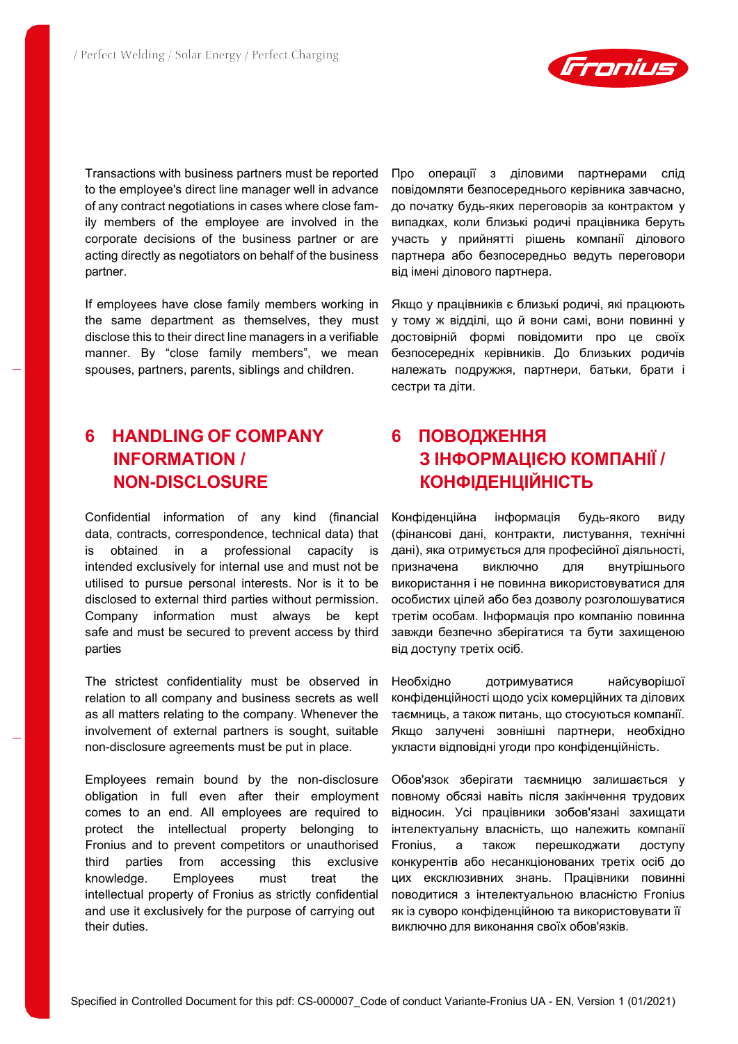Transactions with business partners must be reported to the employee's direct line manager well in advance of any contract negotiations in cases where close family members of the employee are involved in the corporate decisions of the business partner or are acting directly as negotiators on behalf of the business partner.

Про операції з діловими партнерами слід повідомляти безпосереднього керівника завчасно, до початку будь-яких переговорів за контрактом у випадках, коли близькі родичі працівника беруть участь у прийнятті рішень компанії ділового партнера або безпосередньо ведуть переговори від імені ділового партнера.

If employees have close family members working in the same department as themselves, they must disclose this to their direct line managers in a verifiable manner. By “close family members”, we mean spouses, partners, parents, siblings and children.

Якщо у працівників є близькі родичі, які працюють у тому ж відділі, що й вони самі, вони повинні у достовірній формі повідомити про це своїх безпосередніх керівників. До близьких родичів належать подружжя, партнери, батьки, брати і сестри та діти.

## 6 HANDLING OF COMPANY INFORMATION / NON-DISCLOSURE

## 6 ПОВОДЖЕННЯ З ІНФОРМАЦІЄЮ КОМПАНІЇ / КОНФІДЕНЦІЙНІСТЬ

Confidential information of any kind (financial data, contracts, correspondence, technical data) that is obtained in a professional capacity is intended exclusively for internal use and must not be utilised to pursue personal interests. Nor is it to be disclosed to external third parties without permission. Company information must always be kept safe and must be secured to prevent access by third parties

Конфіденційна інформація будь-якого виду (фінансові дані, контракти, листування, технічні дані), яка отримується для професійної діяльності, призначена виключно для внутрішнього використання і не повинна використовуватися для особистих цілей або без дозволу розголошуватися третім особам. Інформація про компанію повинна завжди безпечно зберігатися та бути захищеною від доступу третіх осіб.

The strictest confidentiality must be observed in relation to all company and business secrets as well as all matters relating to the company. Whenever the involvement of external partners is sought, suitable non-disclosure agreements must be put in place.

Необхідно дотримуватися найсуворішої конфіденційності щодо усіх комерційних та ділових таємниць, а також питань, що стосуються компанії. Якщо залучені зовнішні партнери, необхідно укласти відповідні угоди про конфіденційність.

Employees remain bound by the non-disclosure obligation in full even after their employment comes to an end. All employees are required to protect the intellectual property belonging to Fronius and to prevent competitors or unauthorised third parties from accessing this exclusive knowledge. Employees must treat the intellectual property of Fronius as strictly confidential and use it exclusively for the purpose of carrying out their duties.

Обов'язок зберігати таємницю залишається у повному обсязі навіть після закінчення трудових відносин. Усі працівники зобов'язані захищати інтелектуальну власність, що належить компанії Fronius, а також перешкоджати доступу конкурентів або несанкціонованих третіх осіб до цих ексклюзивних знань. Працівники повинні поводитися з інтелектуальною власністю Fronius як із суворо конфіденційною та використовувати її виключно для виконання своїх обов'язків.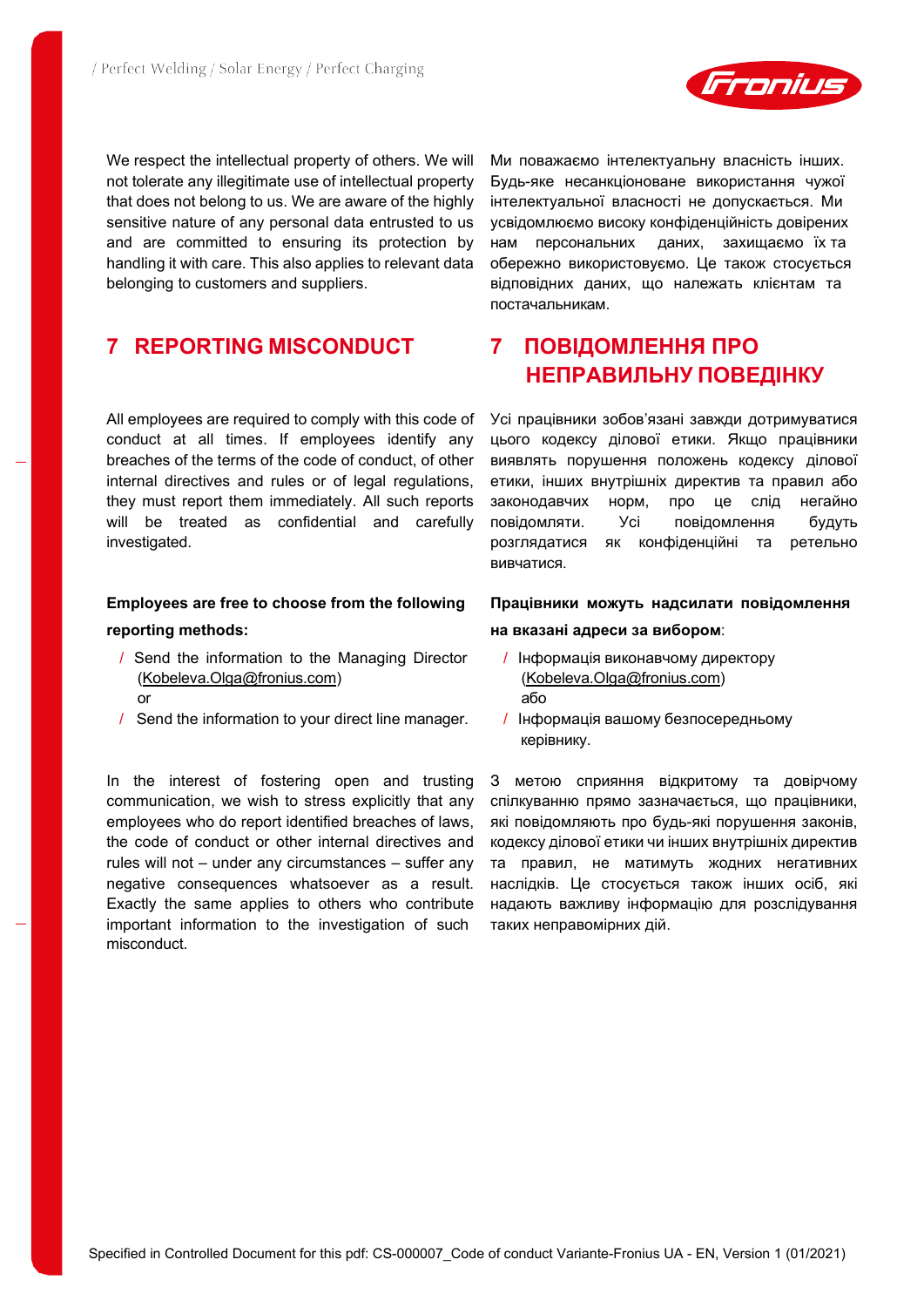We respect the intellectual property of others. We will not tolerate any illegitimate use of intellectual property that does not belong to us. We are aware of the highly sensitive nature of any personal data entrusted to us and are committed to ensuring its protection by handling it with care. This also applies to relevant data belonging to customers and suppliers.

Ми поважаємо інтелектуальну власність інших. Будь-яке несанкціоноване використання чужої інтелектуальної власності не допускається. Ми усвідомлюємо високу конфіденційність довірених нам персональних даних, захищаємо їх та обережно використовуємо. Це також стосується відповідних даних, що належать клієнтам та постачальникам.

## 7 REPORTING MISCONDUCT

## 7 ПОВІДОМЛЕННЯ ПРО НЕПРАВИЛЬНУ ПОВЕДІНКУ

All employees are required to comply with this code of conduct at all times. If employees identify any breaches of the terms of the code of conduct, of other internal directives and rules or of legal regulations, they must report them immediately. All such reports will be treated as confidential and carefully investigated.

Усі працівники зобов'язані завжди дотримуватися цього кодексу ділової етики. Якщо працівники виявлять порушення положень кодексу ділової етики, інших внутрішніх директив та правил або законодавчих норм, про це слід негайно повідомляти. Усі повідомлення будуть розглядатися як конфіденційні та ретельно вивчатися.

**Employees are free to choose from the following reporting methods:**

/ Send the information to the Managing Director (Kobeleva.Olga@fronius.com)
or
/ Send the information to your direct line manager.

**Працівники можуть надсилати повідомлення на вказані адреси за вибором**:

/ Інформація виконавчому директору (Kobeleva.Olga@fronius.com)
або
/ Інформація вашому безпосередньому керівнику.

In the interest of fostering open and trusting communication, we wish to stress explicitly that any employees who do report identified breaches of laws, the code of conduct or other internal directives and rules will not – under any circumstances – suffer any negative consequences whatsoever as a result. Exactly the same applies to others who contribute important information to the investigation of such misconduct.

З метою сприяння відкритому та довірчому спілкуванню прямо зазначається, що працівники, які повідомляють про будь-які порушення законів, кодексу ділової етики чи інших внутрішніх директив та правил, не матимуть жодних негативних наслідків. Це стосується також інших осіб, які надають важливу інформацію для розслідування таких неправомірних дій.